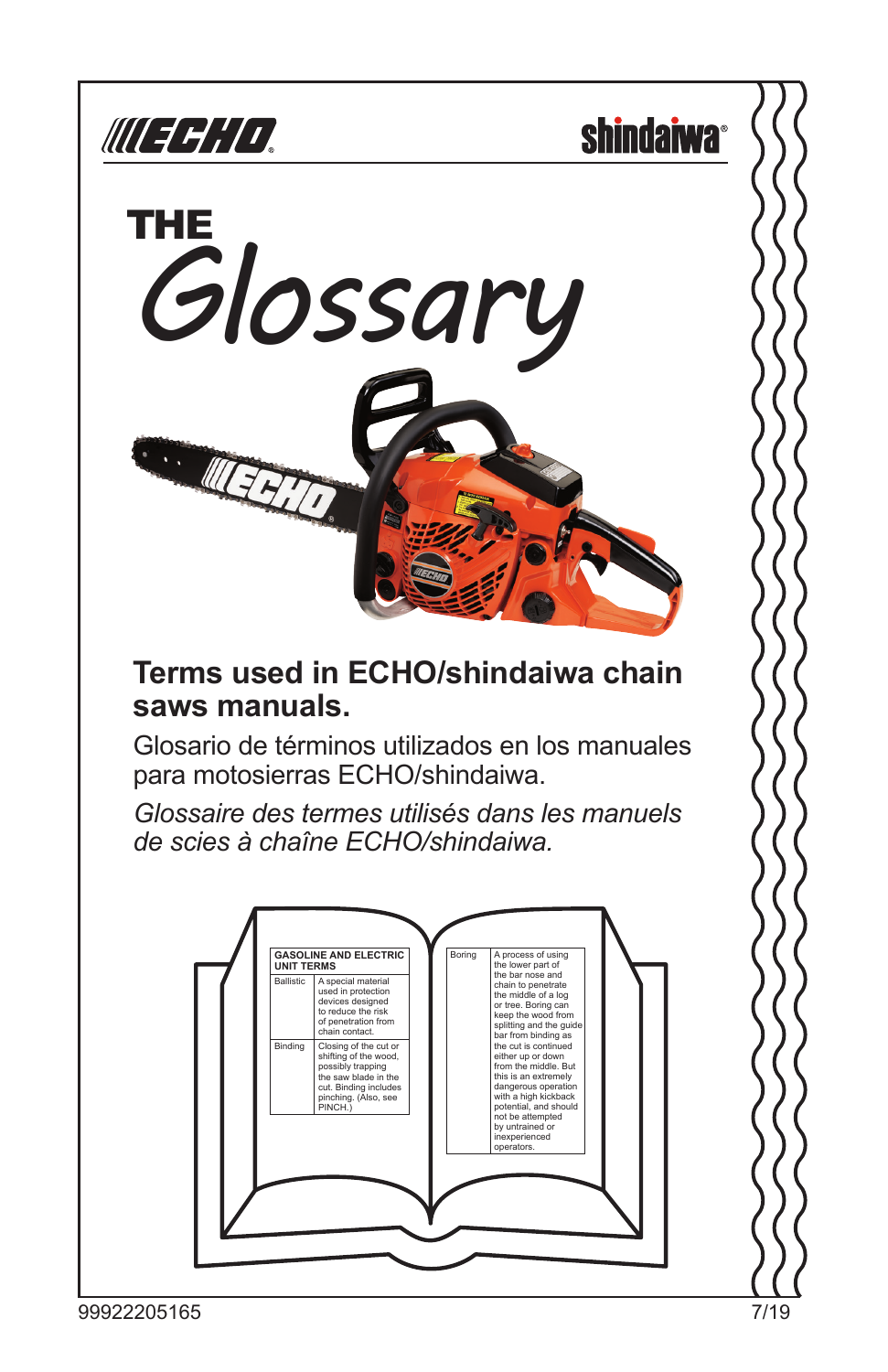ECHO shindaiwa

# THE Glossary

## Terms used in ECHO/shindaiwa chain saws manuals.

Glosario de términos utilizados en los manuales para motosierras ECHO/shindaiwa.

*Glossaire des termes utilisés dans les manuels de scies à chaîne ECHO/shindaiwa.*

| GASOLINE AND ELECTRIC UNIT TERMS | |
|---|---|
| Ballistic | A special material used in protection devices designed to reduce the risk of penetration from chain contact. |
| Binding | Closing of the cut or shifting of the wood, possibly trapping the saw blade in the cut. Binding includes pinching. (Also, see PINCH.) |

| | |
|---|---|
| Boring | A process of using the lower part of the bar nose and chain to penetrate the middle of a log or tree. Boring can keep the wood from splitting and the guide bar from binding as the cut is continued either up or down from the middle. But this is an extremely dangerous operation with a high kickback potential, and should not be attempted by untrained or inexperienced operators. |

99922205165 7/19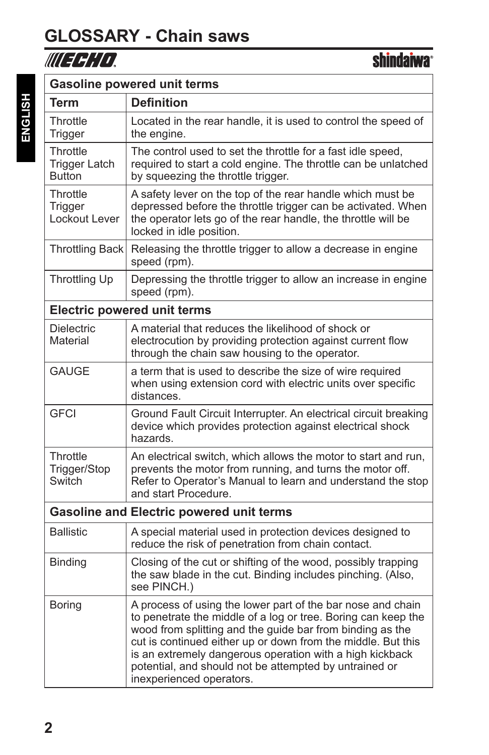# GLOSSARY - Chain saws

| Gasoline powered unit terms | |
|---|---|
| **Term** | **Definition** |
| Throttle Trigger | Located in the rear handle, it is used to control the speed of the engine. |
| Throttle Trigger Latch Button | The control used to set the throttle for a fast idle speed, required to start a cold engine. The throttle can be unlatched by squeezing the throttle trigger. |
| Throttle Trigger Lockout Lever | A safety lever on the top of the rear handle which must be depressed before the throttle trigger can be activated. When the operator lets go of the rear handle, the throttle will be locked in idle position. |
| Throttling Back | Releasing the throttle trigger to allow a decrease in engine speed (rpm). |
| Throttling Up | Depressing the throttle trigger to allow an increase in engine speed (rpm). |
| **Electric powered unit terms** | |
| Dielectric Material | A material that reduces the likelihood of shock or electrocution by providing protection against current flow through the chain saw housing to the operator. |
| GAUGE | a term that is used to describe the size of wire required when using extension cord with electric units over specific distances. |
| GFCI | Ground Fault Circuit Interrupter. An electrical circuit breaking device which provides protection against electrical shock hazards. |
| Throttle Trigger/Stop Switch | An electrical switch, which allows the motor to start and run, prevents the motor from running, and turns the motor off. Refer to Operator's Manual to learn and understand the stop and start Procedure. |
| **Gasoline and Electric powered unit terms** | |
| Ballistic | A special material used in protection devices designed to reduce the risk of penetration from chain contact. |
| Binding | Closing of the cut or shifting of the wood, possibly trapping the saw blade in the cut. Binding includes pinching. (Also, see PINCH.) |
| Boring | A process of using the lower part of the bar nose and chain to penetrate the middle of a log or tree. Boring can keep the wood from splitting and the guide bar from binding as the cut is continued either up or down from the middle. But this is an extremely dangerous operation with a high kickback potential, and should not be attempted by untrained or inexperienced operators. |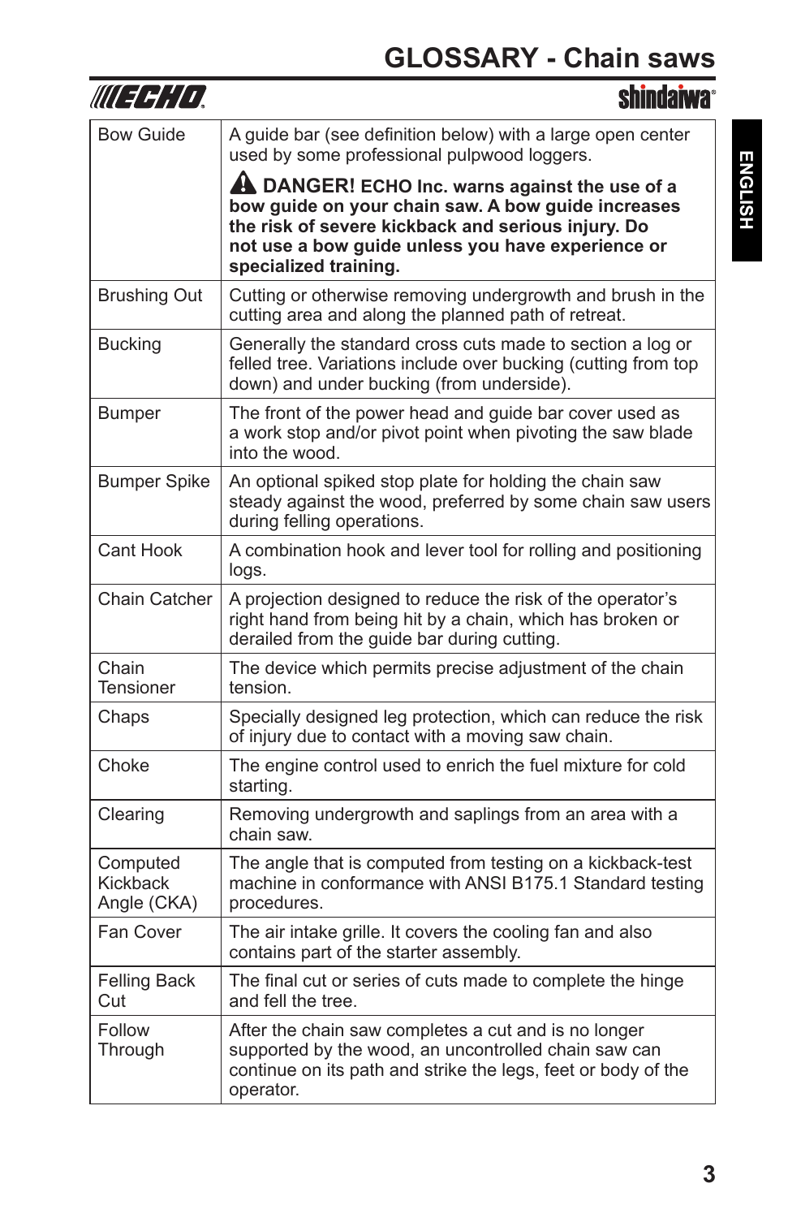# GLOSSARY - Chain saws

| | |
|---|---|
| Bow Guide | A guide bar (see definition below) with a large open center used by some professional pulpwood loggers. ⚠ **DANGER! ECHO Inc. warns against the use of a bow guide on your chain saw. A bow guide increases the risk of severe kickback and serious injury. Do not use a bow guide unless you have experience or specialized training.** |
| Brushing Out | Cutting or otherwise removing undergrowth and brush in the cutting area and along the planned path of retreat. |
| Bucking | Generally the standard cross cuts made to section a log or felled tree. Variations include over bucking (cutting from top down) and under bucking (from underside). |
| Bumper | The front of the power head and guide bar cover used as a work stop and/or pivot point when pivoting the saw blade into the wood. |
| Bumper Spike | An optional spiked stop plate for holding the chain saw steady against the wood, preferred by some chain saw users during felling operations. |
| Cant Hook | A combination hook and lever tool for rolling and positioning logs. |
| Chain Catcher | A projection designed to reduce the risk of the operator's right hand from being hit by a chain, which has broken or derailed from the guide bar during cutting. |
| Chain Tensioner | The device which permits precise adjustment of the chain tension. |
| Chaps | Specially designed leg protection, which can reduce the risk of injury due to contact with a moving saw chain. |
| Choke | The engine control used to enrich the fuel mixture for cold starting. |
| Clearing | Removing undergrowth and saplings from an area with a chain saw. |
| Computed Kickback Angle (CKA) | The angle that is computed from testing on a kickback-test machine in conformance with ANSI B175.1 Standard testing procedures. |
| Fan Cover | The air intake grille. It covers the cooling fan and also contains part of the starter assembly. |
| Felling Back Cut | The final cut or series of cuts made to complete the hinge and fell the tree. |
| Follow Through | After the chain saw completes a cut and is no longer supported by the wood, an uncontrolled chain saw can continue on its path and strike the legs, feet or body of the operator. |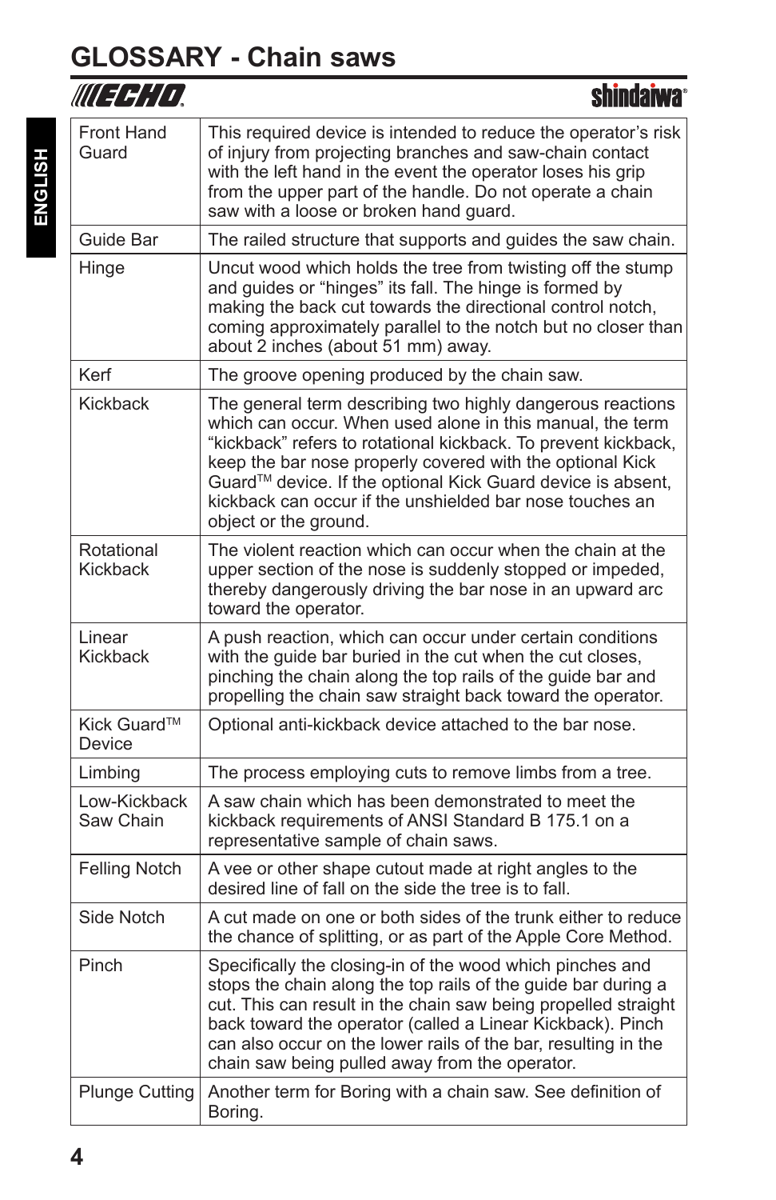# GLOSSARY - Chain saws

| Term | Definition |
|---|---|
| Front Hand Guard | This required device is intended to reduce the operator's risk of injury from projecting branches and saw-chain contact with the left hand in the event the operator loses his grip from the upper part of the handle. Do not operate a chain saw with a loose or broken hand guard. |
| Guide Bar | The railed structure that supports and guides the saw chain. |
| Hinge | Uncut wood which holds the tree from twisting off the stump and guides or "hinges" its fall. The hinge is formed by making the back cut towards the directional control notch, coming approximately parallel to the notch but no closer than about 2 inches (about 51 mm) away. |
| Kerf | The groove opening produced by the chain saw. |
| Kickback | The general term describing two highly dangerous reactions which can occur. When used alone in this manual, the term "kickback" refers to rotational kickback. To prevent kickback, keep the bar nose properly covered with the optional Kick Guard™ device. If the optional Kick Guard device is absent, kickback can occur if the unshielded bar nose touches an object or the ground. |
| Rotational Kickback | The violent reaction which can occur when the chain at the upper section of the nose is suddenly stopped or impeded, thereby dangerously driving the bar nose in an upward arc toward the operator. |
| Linear Kickback | A push reaction, which can occur under certain conditions with the guide bar buried in the cut when the cut closes, pinching the chain along the top rails of the guide bar and propelling the chain saw straight back toward the operator. |
| Kick Guard™ Device | Optional anti-kickback device attached to the bar nose. |
| Limbing | The process employing cuts to remove limbs from a tree. |
| Low-Kickback Saw Chain | A saw chain which has been demonstrated to meet the kickback requirements of ANSI Standard B 175.1 on a representative sample of chain saws. |
| Felling Notch | A vee or other shape cutout made at right angles to the desired line of fall on the side the tree is to fall. |
| Side Notch | A cut made on one or both sides of the trunk either to reduce the chance of splitting, or as part of the Apple Core Method. |
| Pinch | Specifically the closing-in of the wood which pinches and stops the chain along the top rails of the guide bar during a cut. This can result in the chain saw being propelled straight back toward the operator (called a Linear Kickback). Pinch can also occur on the lower rails of the bar, resulting in the chain saw being pulled away from the operator. |
| Plunge Cutting | Another term for Boring with a chain saw. See definition of Boring. |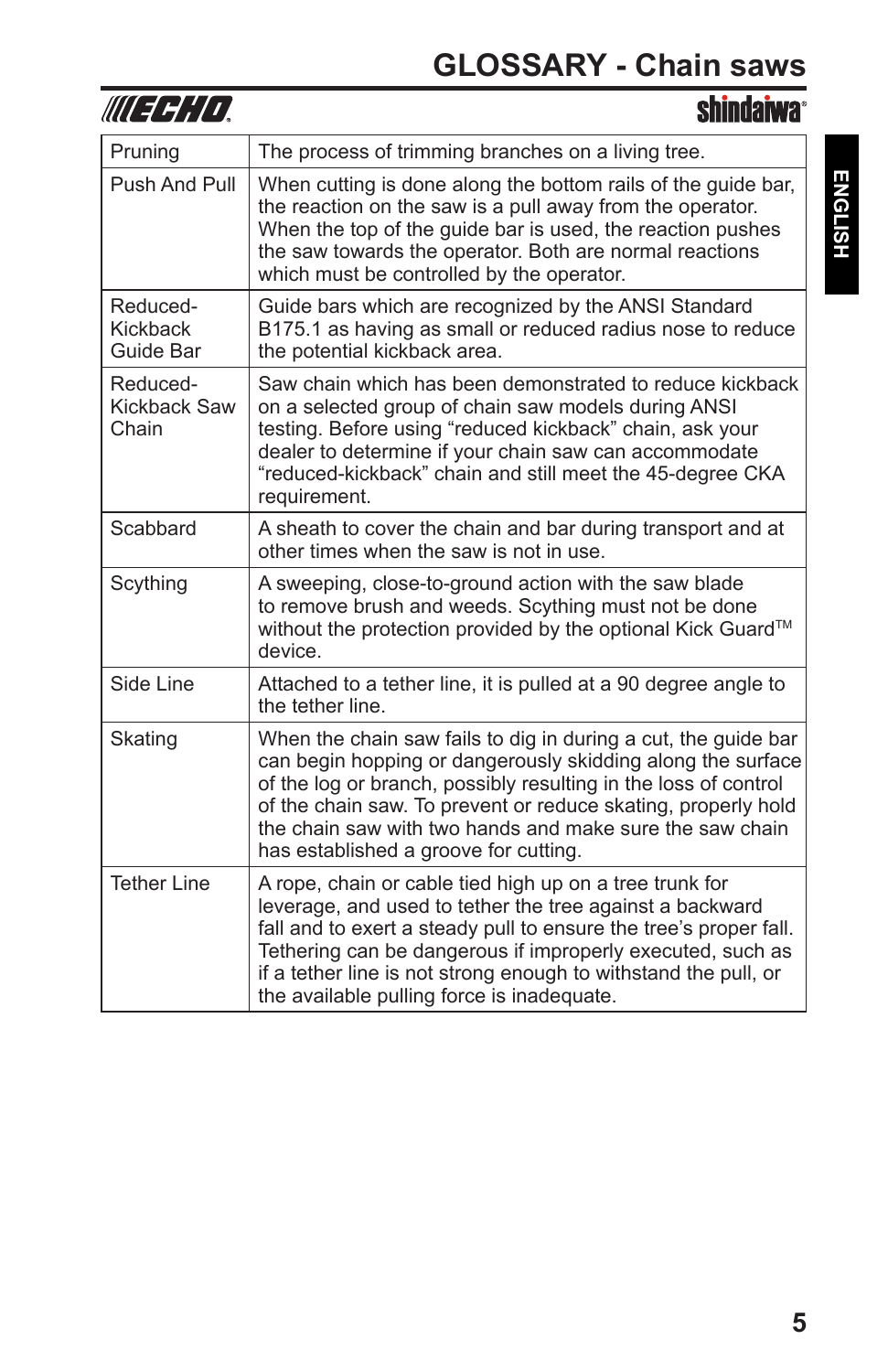# GLOSSARY - Chain saws

| | |
|---|---|
| Pruning | The process of trimming branches on a living tree. |
| Push And Pull | When cutting is done along the bottom rails of the guide bar, the reaction on the saw is a pull away from the operator. When the top of the guide bar is used, the reaction pushes the saw towards the operator. Both are normal reactions which must be controlled by the operator. |
| Reduced-Kickback Guide Bar | Guide bars which are recognized by the ANSI Standard B175.1 as having as small or reduced radius nose to reduce the potential kickback area. |
| Reduced-Kickback Saw Chain | Saw chain which has been demonstrated to reduce kickback on a selected group of chain saw models during ANSI testing. Before using "reduced kickback" chain, ask your dealer to determine if your chain saw can accommodate "reduced-kickback" chain and still meet the 45-degree CKA requirement. |
| Scabbard | A sheath to cover the chain and bar during transport and at other times when the saw is not in use. |
| Scything | A sweeping, close-to-ground action with the saw blade to remove brush and weeds. Scything must not be done without the protection provided by the optional Kick Guard™ device. |
| Side Line | Attached to a tether line, it is pulled at a 90 degree angle to the tether line. |
| Skating | When the chain saw fails to dig in during a cut, the guide bar can begin hopping or dangerously skidding along the surface of the log or branch, possibly resulting in the loss of control of the chain saw. To prevent or reduce skating, properly hold the chain saw with two hands and make sure the saw chain has established a groove for cutting. |
| Tether Line | A rope, chain or cable tied high up on a tree trunk for leverage, and used to tether the tree against a backward fall and to exert a steady pull to ensure the tree's proper fall. Tethering can be dangerous if improperly executed, such as if a tether line is not strong enough to withstand the pull, or the available pulling force is inadequate. |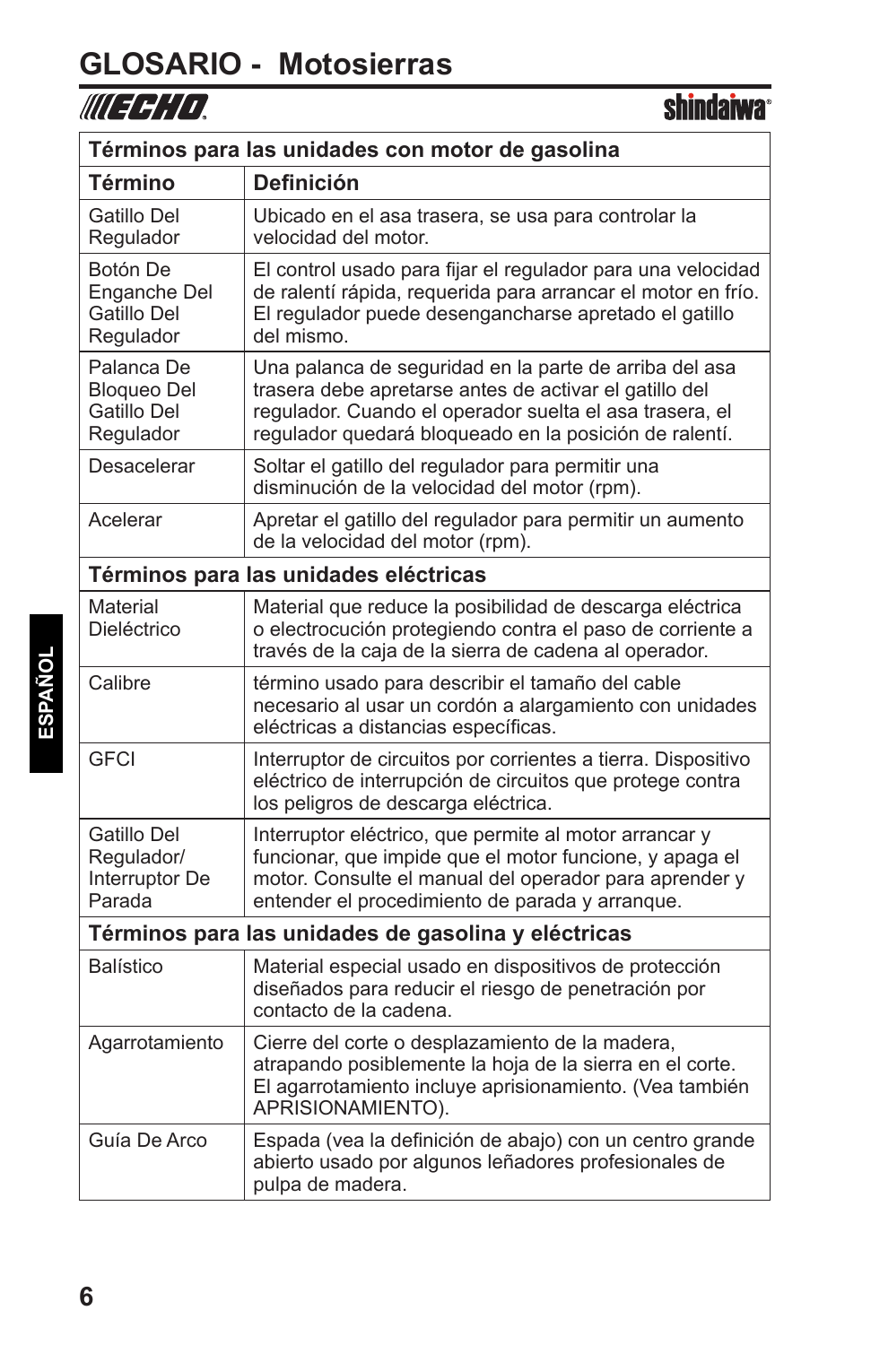# GLOSARIO - Motosierras

ECHO shindaiwa

| Términos para las unidades con motor de gasolina | |
|---|---|
| **Término** | **Definición** |
| Gatillo Del Regulador | Ubicado en el asa trasera, se usa para controlar la velocidad del motor. |
| Botón De Enganche Del Gatillo Del Regulador | El control usado para fijar el regulador para una velocidad de ralentí rápida, requerida para arrancar el motor en frío. El regulador puede desengancharse apretado el gatillo del mismo. |
| Palanca De Bloqueo Del Gatillo Del Regulador | Una palanca de seguridad en la parte de arriba del asa trasera debe apretarse antes de activar el gatillo del regulador. Cuando el operador suelta el asa trasera, el regulador quedará bloqueado en la posición de ralentí. |
| Desacelerar | Soltar el gatillo del regulador para permitir una disminución de la velocidad del motor (rpm). |
| Acelerar | Apretar el gatillo del regulador para permitir un aumento de la velocidad del motor (rpm). |
| **Términos para las unidades eléctricas** | |
| Material Dieléctrico | Material que reduce la posibilidad de descarga eléctrica o electrocución protegiendo contra el paso de corriente a través de la caja de la sierra de cadena al operador. |
| Calibre | término usado para describir el tamaño del cable necesario al usar un cordón a alargamiento con unidades eléctricas a distancias específicas. |
| GFCI | Interruptor de circuitos por corrientes a tierra. Dispositivo eléctrico de interrupción de circuitos que protege contra los peligros de descarga eléctrica. |
| Gatillo Del Regulador/ Interruptor De Parada | Interruptor eléctrico, que permite al motor arrancar y funcionar, que impide que el motor funcione, y apaga el motor. Consulte el manual del operador para aprender y entender el procedimiento de parada y arranque. |
| **Términos para las unidades de gasolina y eléctricas** | |
| Balístico | Material especial usado en dispositivos de protección diseñados para reducir el riesgo de penetración por contacto de la cadena. |
| Agarrotamiento | Cierre del corte o desplazamiento de la madera, atrapando posiblemente la hoja de la sierra en el corte. El agarrotamiento incluye aprisionamiento. (Vea también APRISIONAMIENTO). |
| Guía De Arco | Espada (vea la definición de abajo) con un centro grande abierto usado por algunos leñadores profesionales de pulpa de madera. |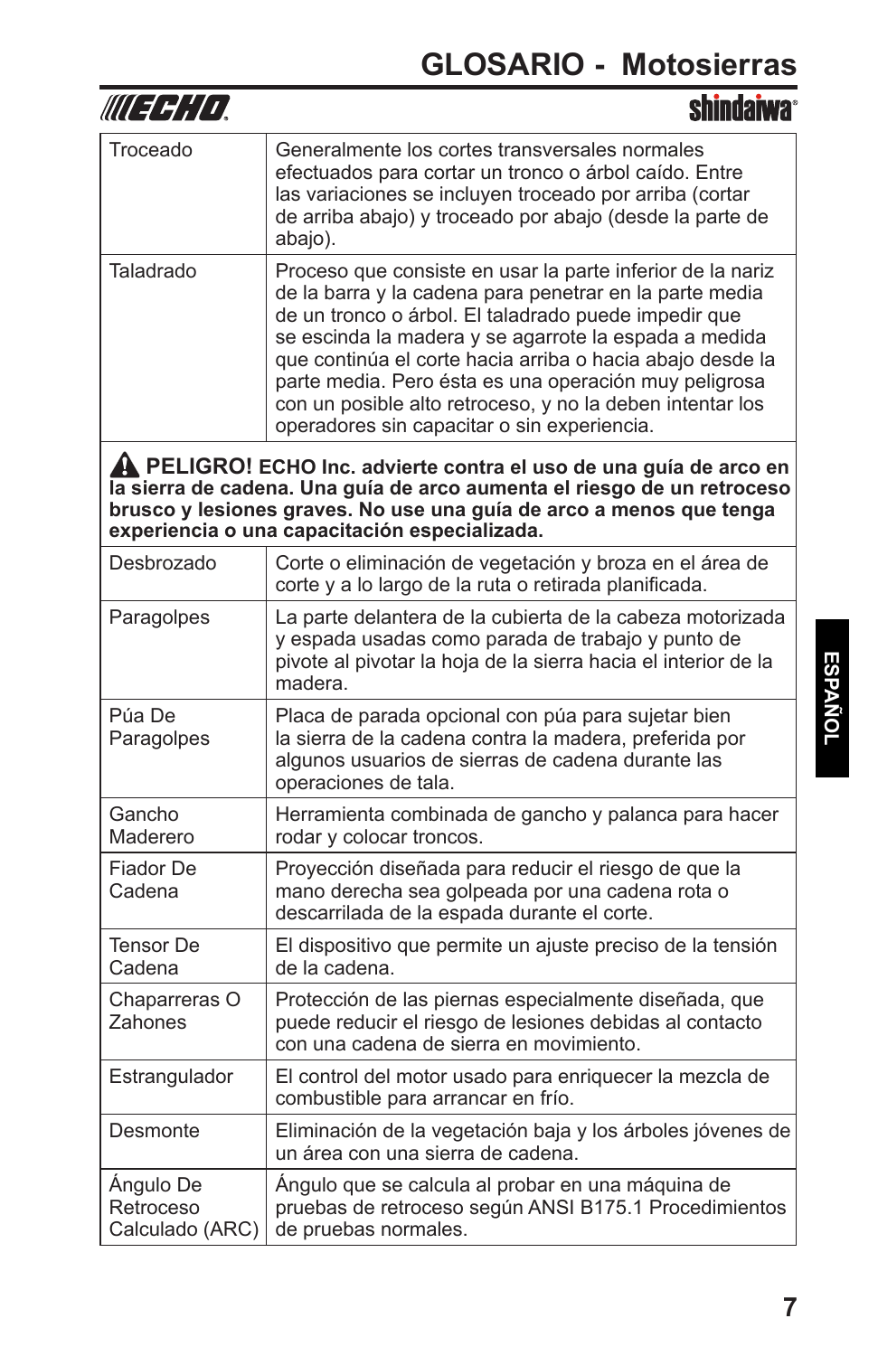# GLOSARIO - Motosierras

| Término | Definición |
|---|---|
| Troceado | Generalmente los cortes transversales normales efectuados para cortar un tronco o árbol caído. Entre las variaciones se incluyen troceado por arriba (cortar de arriba abajo) y troceado por abajo (desde la parte de abajo). |
| Taladrado | Proceso que consiste en usar la parte inferior de la nariz de la barra y la cadena para penetrar en la parte media de un tronco o árbol. El taladrado puede impedir que se escinda la madera y se agarrote la espada a medida que continúa el corte hacia arriba o hacia abajo desde la parte media. Pero ésta es una operación muy peligrosa con un posible alto retroceso, y no la deben intentar los operadores sin capacitar o sin experiencia. |

⚠ **PELIGRO! ECHO Inc. advierte contra el uso de una guía de arco en la sierra de cadena. Una guía de arco aumenta el riesgo de un retroceso brusco y lesiones graves. No use una guía de arco a menos que tenga experiencia o una capacitación especializada.**

| Término | Definición |
|---|---|
| Desbrozado | Corte o eliminación de vegetación y broza en el área de corte y a lo largo de la ruta o retirada planificada. |
| Paragolpes | La parte delantera de la cubierta de la cabeza motorizada y espada usadas como parada de trabajo y punto de pivote al pivotar la hoja de la sierra hacia el interior de la madera. |
| Púa De Paragolpes | Placa de parada opcional con púa para sujetar bien la sierra de la cadena contra la madera, preferida por algunos usuarios de sierras de cadena durante las operaciones de tala. |
| Gancho Maderero | Herramienta combinada de gancho y palanca para hacer rodar y colocar troncos. |
| Fiador De Cadena | Proyección diseñada para reducir el riesgo de que la mano derecha sea golpeada por una cadena rota o descarrilada de la espada durante el corte. |
| Tensor De Cadena | El dispositivo que permite un ajuste preciso de la tensión de la cadena. |
| Chaparreras O Zahones | Protección de las piernas especialmente diseñada, que puede reducir el riesgo de lesiones debidas al contacto con una cadena de sierra en movimiento. |
| Estrangulador | El control del motor usado para enriquecer la mezcla de combustible para arrancar en frío. |
| Desmonte | Eliminación de la vegetación baja y los árboles jóvenes de un área con una sierra de cadena. |
| Ángulo De Retroceso Calculado (ARC) | Ángulo que se calcula al probar en una máquina de pruebas de retroceso según ANSI B175.1 Procedimientos de pruebas normales. |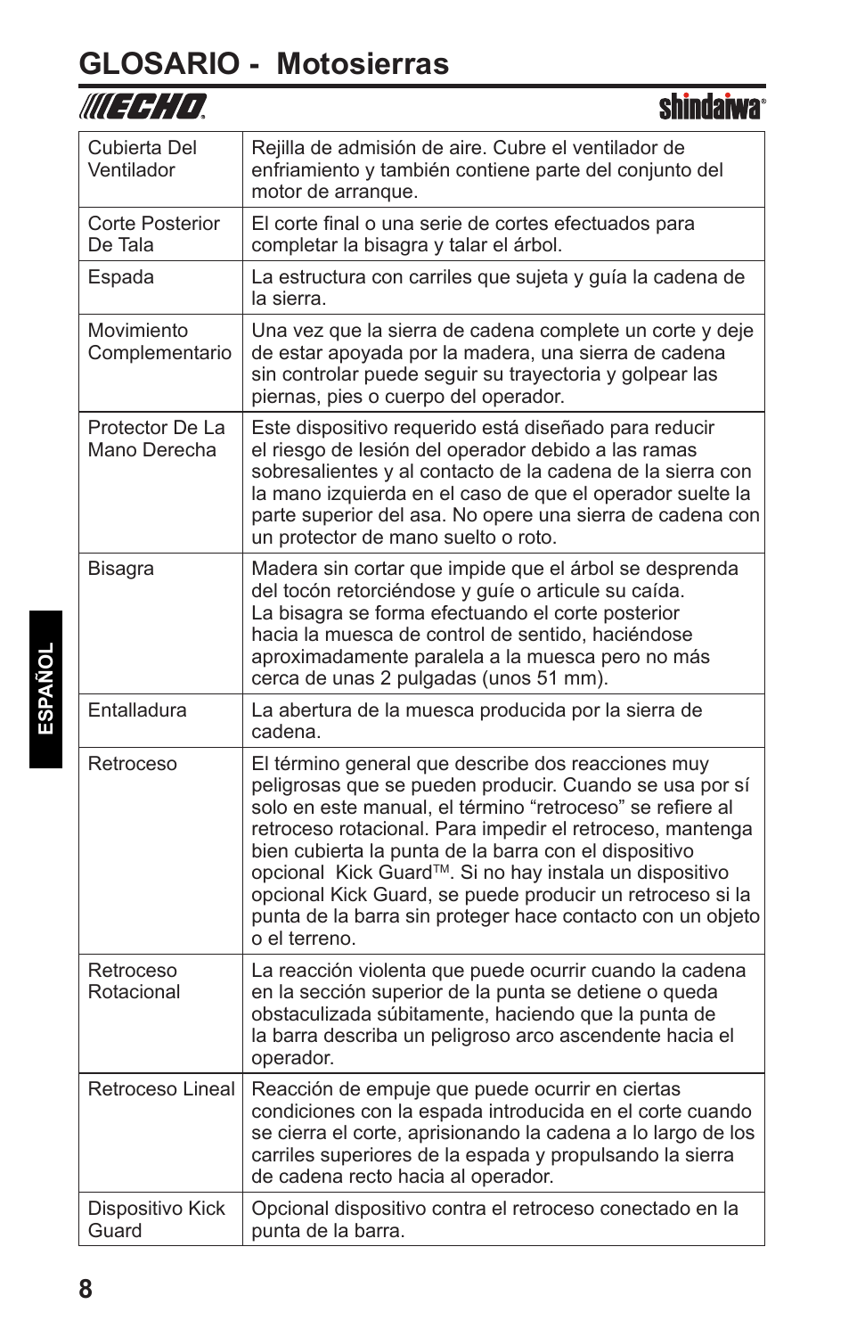# GLOSARIO - Motosierras

| | |
|---|---|
| Cubierta Del Ventilador | Rejilla de admisión de aire. Cubre el ventilador de enfriamiento y también contiene parte del conjunto del motor de arranque. |
| Corte Posterior De Tala | El corte final o una serie de cortes efectuados para completar la bisagra y talar el árbol. |
| Espada | La estructura con carriles que sujeta y guía la cadena de la sierra. |
| Movimiento Complementario | Una vez que la sierra de cadena complete un corte y deje de estar apoyada por la madera, una sierra de cadena sin controlar puede seguir su trayectoria y golpear las piernas, pies o cuerpo del operador. |
| Protector De La Mano Derecha | Este dispositivo requerido está diseñado para reducir el riesgo de lesión del operador debido a las ramas sobresalientes y al contacto de la cadena de la sierra con la mano izquierda en el caso de que el operador suelte la parte superior del asa. No opere una sierra de cadena con un protector de mano suelto o roto. |
| Bisagra | Madera sin cortar que impide que el árbol se desprenda del tocón retorciéndose y guíe o articule su caída. La bisagra se forma efectuando el corte posterior hacia la muesca de control de sentido, haciéndose aproximadamente paralela a la muesca pero no más cerca de unas 2 pulgadas (unos 51 mm). |
| Entalladura | La abertura de la muesca producida por la sierra de cadena. |
| Retroceso | El término general que describe dos reacciones muy peligrosas que se pueden producir. Cuando se usa por sí solo en este manual, el término "retroceso" se refiere al retroceso rotacional. Para impedir el retroceso, mantenga bien cubierta la punta de la barra con el dispositivo opcional Kick Guard™. Si no hay instala un dispositivo opcional Kick Guard, se puede producir un retroceso si la punta de la barra sin proteger hace contacto con un objeto o el terreno. |
| Retroceso Rotacional | La reacción violenta que puede ocurrir cuando la cadena en la sección superior de la punta se detiene o queda obstaculizada súbitamente, haciendo que la punta de la barra describa un peligroso arco ascendente hacia el operador. |
| Retroceso Lineal | Reacción de empuje que puede ocurrir en ciertas condiciones con la espada introducida en el corte cuando se cierra el corte, aprisionando la cadena a lo largo de los carriles superiores de la espada y propulsando la sierra de cadena recto hacia al operador. |
| Dispositivo Kick Guard | Opcional dispositivo contra el retroceso conectado en la punta de la barra. |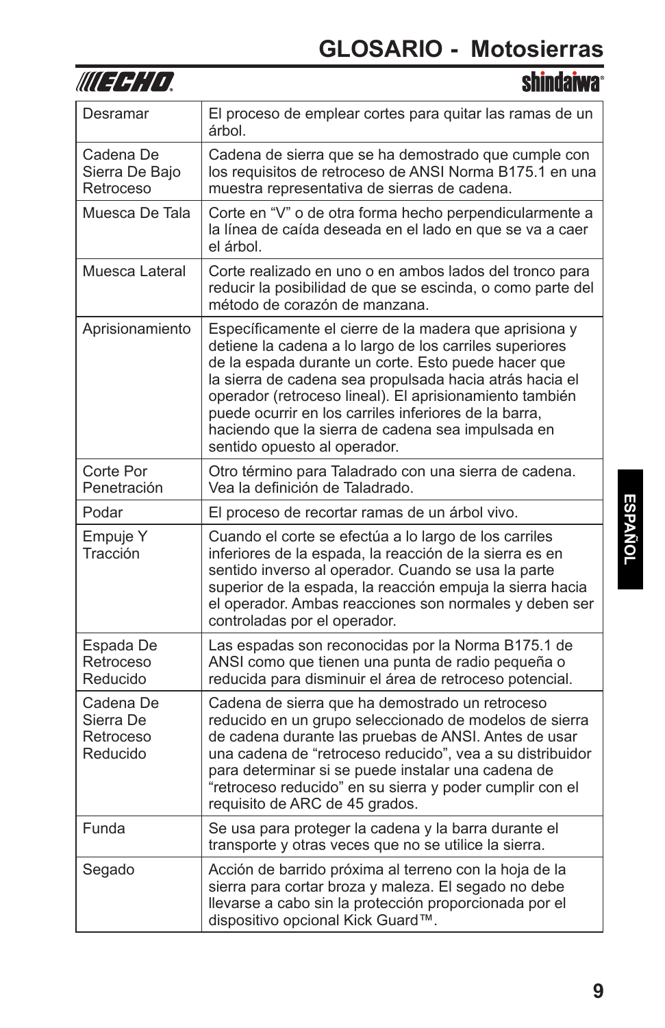# GLOSARIO - Motosierras

| | |
|---|---|
| Desramar | El proceso de emplear cortes para quitar las ramas de un árbol. |
| Cadena De Sierra De Bajo Retroceso | Cadena de sierra que se ha demostrado que cumple con los requisitos de retroceso de ANSI Norma B175.1 en una muestra representativa de sierras de cadena. |
| Muesca De Tala | Corte en "V" o de otra forma hecho perpendicularmente a la línea de caída deseada en el lado en que se va a caer el árbol. |
| Muesca Lateral | Corte realizado en uno o en ambos lados del tronco para reducir la posibilidad de que se escinda, o como parte del método de corazón de manzana. |
| Aprisionamiento | Específicamente el cierre de la madera que aprisiona y detiene la cadena a lo largo de los carriles superiores de la espada durante un corte. Esto puede hacer que la sierra de cadena sea propulsada hacia atrás hacia el operador (retroceso lineal). El aprisionamiento también puede ocurrir en los carriles inferiores de la barra, haciendo que la sierra de cadena sea impulsada en sentido opuesto al operador. |
| Corte Por Penetración | Otro término para Taladrado con una sierra de cadena. Vea la definición de Taladrado. |
| Podar | El proceso de recortar ramas de un árbol vivo. |
| Empuje Y Tracción | Cuando el corte se efectúa a lo largo de los carriles inferiores de la espada, la reacción de la sierra es en sentido inverso al operador. Cuando se usa la parte superior de la espada, la reacción empuja la sierra hacia el operador. Ambas reacciones son normales y deben ser controladas por el operador. |
| Espada De Retroceso Reducido | Las espadas son reconocidas por la Norma B175.1 de ANSI como que tienen una punta de radio pequeña o reducida para disminuir el área de retroceso potencial. |
| Cadena De Sierra De Retroceso Reducido | Cadena de sierra que ha demostrado un retroceso reducido en un grupo seleccionado de modelos de sierra de cadena durante las pruebas de ANSI. Antes de usar una cadena de "retroceso reducido", vea a su distribuidor para determinar si se puede instalar una cadena de "retroceso reducido" en su sierra y poder cumplir con el requisito de ARC de 45 grados. |
| Funda | Se usa para proteger la cadena y la barra durante el transporte y otras veces que no se utilice la sierra. |
| Segado | Acción de barrido próxima al terreno con la hoja de la sierra para cortar broza y maleza. El segado no debe llevarse a cabo sin la protección proporcionada por el dispositivo opcional Kick Guard™. |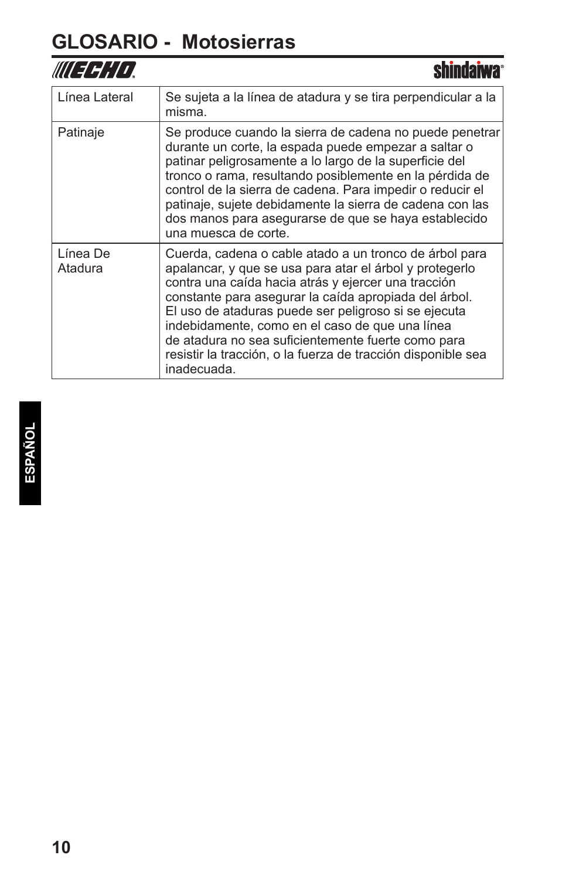# GLOSARIO - Motosierras

| Término | Definición |
| --- | --- |
| Línea Lateral | Se sujeta a la línea de atadura y se tira perpendicular a la misma. |
| Patinaje | Se produce cuando la sierra de cadena no puede penetrar durante un corte, la espada puede empezar a saltar o patinar peligrosamente a lo largo de la superficie del tronco o rama, resultando posiblemente en la pérdida de control de la sierra de cadena. Para impedir o reducir el patinaje, sujete debidamente la sierra de cadena con las dos manos para asegurarse de que se haya establecido una muesca de corte. |
| Línea De Atadura | Cuerda, cadena o cable atado a un tronco de árbol para apalancar, y que se usa para atar el árbol y protegerlo contra una caída hacia atrás y ejercer una tracción constante para asegurar la caída apropiada del árbol. El uso de ataduras puede ser peligroso si se ejecuta indebidamente, como en el caso de que una línea de atadura no sea suficientemente fuerte como para resistir la tracción, o la fuerza de tracción disponible sea inadecuada. |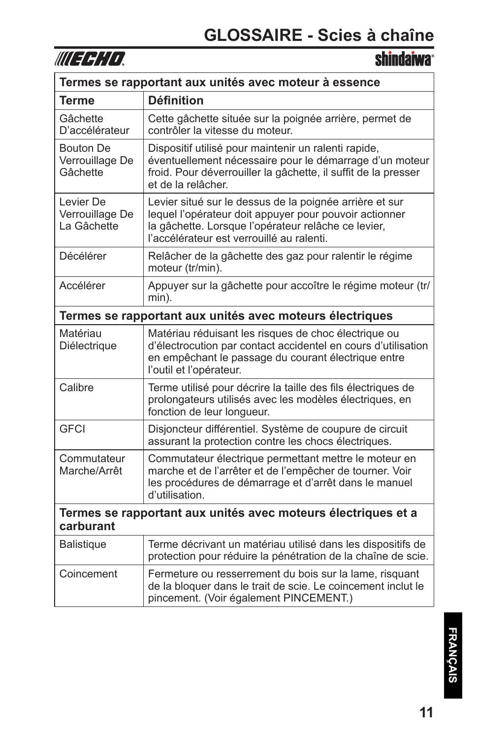# GLOSSAIRE - Scies à chaîne

| Termes se rapportant aux unités avec moteur à essence | |
|---|---|
| **Terme** | **Définition** |
| Gâchette D'accélérateur | Cette gâchette située sur la poignée arrière, permet de contrôler la vitesse du moteur. |
| Bouton De Verrouillage De Gâchette | Dispositif utilisé pour maintenir un ralenti rapide, éventuellement nécessaire pour le démarrage d'un moteur froid. Pour déverrouiller la gâchette, il suffit de la presser et de la relâcher. |
| Levier De Verrouillage De La Gâchette | Levier situé sur le dessus de la poignée arrière et sur lequel l'opérateur doit appuyer pour pouvoir actionner la gâchette. Lorsque l'opérateur relâche ce levier, l'accélérateur est verrouillé au ralenti. |
| Décélérer | Relâcher de la gâchette des gaz pour ralentir le régime moteur (tr/min). |
| Accélérer | Appuyer sur la gâchette pour accoître le régime moteur (tr/min). |
| **Termes se rapportant aux unités avec moteurs électriques** | |
| Matériau Diélectrique | Matériau réduisant les risques de choc électrique ou d'électrocution par contact accidentel en cours d'utilisation en empêchant le passage du courant électrique entre l'outil et l'opérateur. |
| Calibre | Terme utilisé pour décrire la taille des fils électriques de prolongateurs utilisés avec les modèles électriques, en fonction de leur longueur. |
| GFCI | Disjoncteur différentiel. Système de coupure de circuit assurant la protection contre les chocs électriques. |
| Commutateur Marche/Arrêt | Commutateur électrique permettant mettre le moteur en marche et de l'arrêter et de l'empêcher de tourner. Voir les procédures de démarrage et d'arrêt dans le manuel d'utilisation. |
| **Termes se rapportant aux unités avec moteurs électriques et a carburant** | |
| Balistique | Terme décrivant un matériau utilisé dans les dispositifs de protection pour réduire la pénétration de la chaîne de scie. |
| Coincement | Fermeture ou resserrement du bois sur la lame, risquant de la bloquer dans le trait de scie. Le coincement inclut le pincement. (Voir également PINCEMENT.) |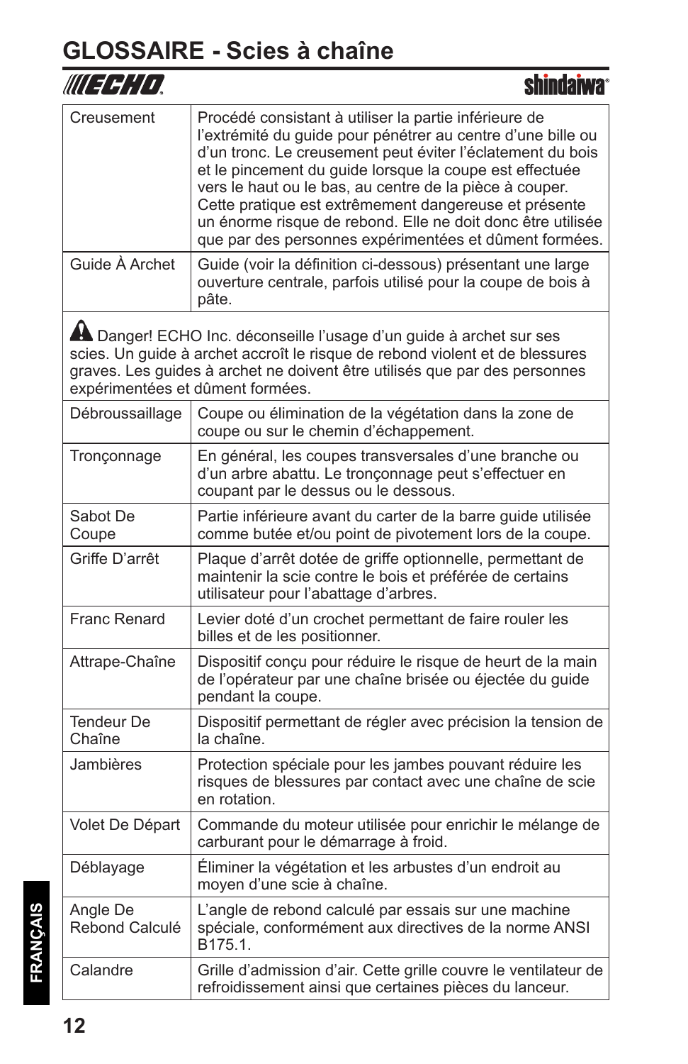# GLOSSAIRE - Scies à chaîne

| | |
|---|---|
| Creusement | Procédé consistant à utiliser la partie inférieure de l'extrémité du guide pour pénétrer au centre d'une bille ou d'un tronc. Le creusement peut éviter l'éclatement du bois et le pincement du guide lorsque la coupe est effectuée vers le haut ou le bas, au centre de la pièce à couper. Cette pratique est extrêmement dangereuse et présente un énorme risque de rebond. Elle ne doit donc être utilisée que par des personnes expérimentées et dûment formées. |
| Guide À Archet | Guide (voir la définition ci-dessous) présentant une large ouverture centrale, parfois utilisé pour la coupe de bois à pâte. |
| ⚠ Danger! ECHO Inc. déconseille l'usage d'un guide à archet sur ses scies. Un guide à archet accroît le risque de rebond violent et de blessures graves. Les guides à archet ne doivent être utilisés que par des personnes expérimentées et dûment formées. | |
| Débroussaillage | Coupe ou élimination de la végétation dans la zone de coupe ou sur le chemin d'échappement. |
| Tronçonnage | En général, les coupes transversales d'une branche ou d'un arbre abattu. Le tronçonnage peut s'effectuer en coupant par le dessus ou le dessous. |
| Sabot De Coupe | Partie inférieure avant du carter de la barre guide utilisée comme butée et/ou point de pivotement lors de la coupe. |
| Griffe D'arrêt | Plaque d'arrêt dotée de griffe optionnelle, permettant de maintenir la scie contre le bois et préférée de certains utilisateur pour l'abattage d'arbres. |
| Franc Renard | Levier doté d'un crochet permettant de faire rouler les billes et de les positionner. |
| Attrape-Chaîne | Dispositif conçu pour réduire le risque de heurt de la main de l'opérateur par une chaîne brisée ou éjectée du guide pendant la coupe. |
| Tendeur De Chaîne | Dispositif permettant de régler avec précision la tension de la chaîne. |
| Jambières | Protection spéciale pour les jambes pouvant réduire les risques de blessures par contact avec une chaîne de scie en rotation. |
| Volet De Départ | Commande du moteur utilisée pour enrichir le mélange de carburant pour le démarrage à froid. |
| Déblayage | Éliminer la végétation et les arbustes d'un endroit au moyen d'une scie à chaîne. |
| Angle De Rebond Calculé | L'angle de rebond calculé par essais sur une machine spéciale, conformément aux directives de la norme ANSI B175.1. |
| Calandre | Grille d'admission d'air. Cette grille couvre le ventilateur de refroidissement ainsi que certaines pièces du lanceur. |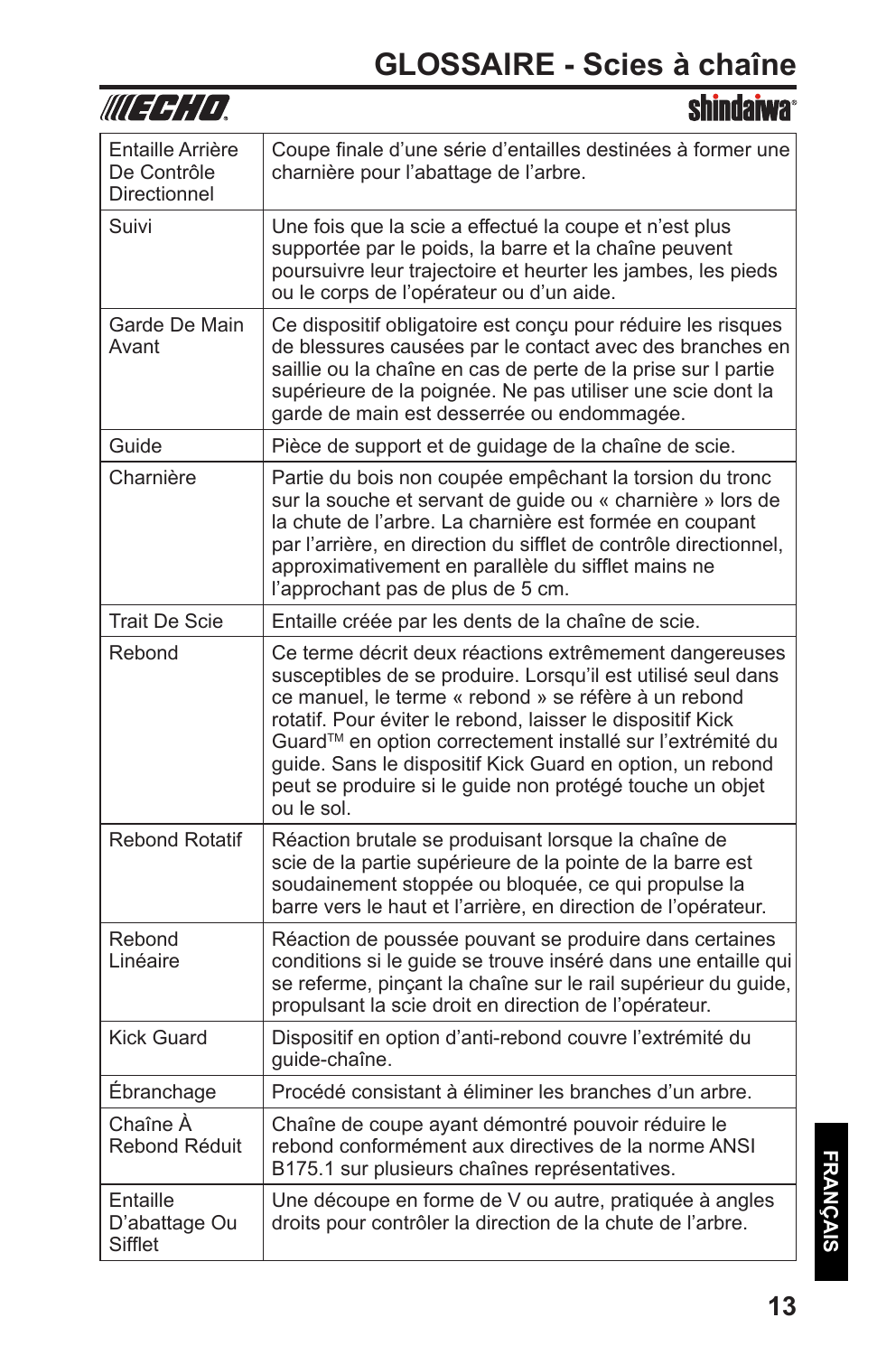# GLOSSAIRE - Scies à chaîne

| | |
|---|---|
| Entaille Arrière De Contrôle Directionnel | Coupe finale d'une série d'entailles destinées à former une charnière pour l'abattage de l'arbre. |
| Suivi | Une fois que la scie a effectué la coupe et n'est plus supportée par le poids, la barre et la chaîne peuvent poursuivre leur trajectoire et heurter les jambes, les pieds ou le corps de l'opérateur ou d'un aide. |
| Garde De Main Avant | Ce dispositif obligatoire est conçu pour réduire les risques de blessures causées par le contact avec des branches en saillie ou la chaîne en cas de perte de la prise sur l partie supérieure de la poignée. Ne pas utiliser une scie dont la garde de main est desserrée ou endommagée. |
| Guide | Pièce de support et de guidage de la chaîne de scie. |
| Charnière | Partie du bois non coupée empêchant la torsion du tronc sur la souche et servant de guide ou « charnière » lors de la chute de l'arbre. La charnière est formée en coupant par l'arrière, en direction du sifflet de contrôle directionnel, approximativement en parallèle du sifflet mains ne l'approchant pas de plus de 5 cm. |
| Trait De Scie | Entaille créée par les dents de la chaîne de scie. |
| Rebond | Ce terme décrit deux réactions extrêmement dangereuses susceptibles de se produire. Lorsqu'il est utilisé seul dans ce manuel, le terme « rebond » se réfère à un rebond rotatif. Pour éviter le rebond, laisser le dispositif Kick Guard™ en option correctement installé sur l'extrémité du guide. Sans le dispositif Kick Guard en option, un rebond peut se produire si le guide non protégé touche un objet ou le sol. |
| Rebond Rotatif | Réaction brutale se produisant lorsque la chaîne de scie de la partie supérieure de la pointe de la barre est soudainement stoppée ou bloquée, ce qui propulse la barre vers le haut et l'arrière, en direction de l'opérateur. |
| Rebond Linéaire | Réaction de poussée pouvant se produire dans certaines conditions si le guide se trouve inséré dans une entaille qui se referme, pinçant la chaîne sur le rail supérieur du guide, propulsant la scie droit en direction de l'opérateur. |
| Kick Guard | Dispositif en option d'anti-rebond couvre l'extrémité du guide-chaîne. |
| Ébranchage | Procédé consistant à éliminer les branches d'un arbre. |
| Chaîne À Rebond Réduit | Chaîne de coupe ayant démontré pouvoir réduire le rebond conformément aux directives de la norme ANSI B175.1 sur plusieurs chaînes représentatives. |
| Entaille D'abattage Ou Sifflet | Une découpe en forme de V ou autre, pratiquée à angles droits pour contrôler la direction de la chute de l'arbre. |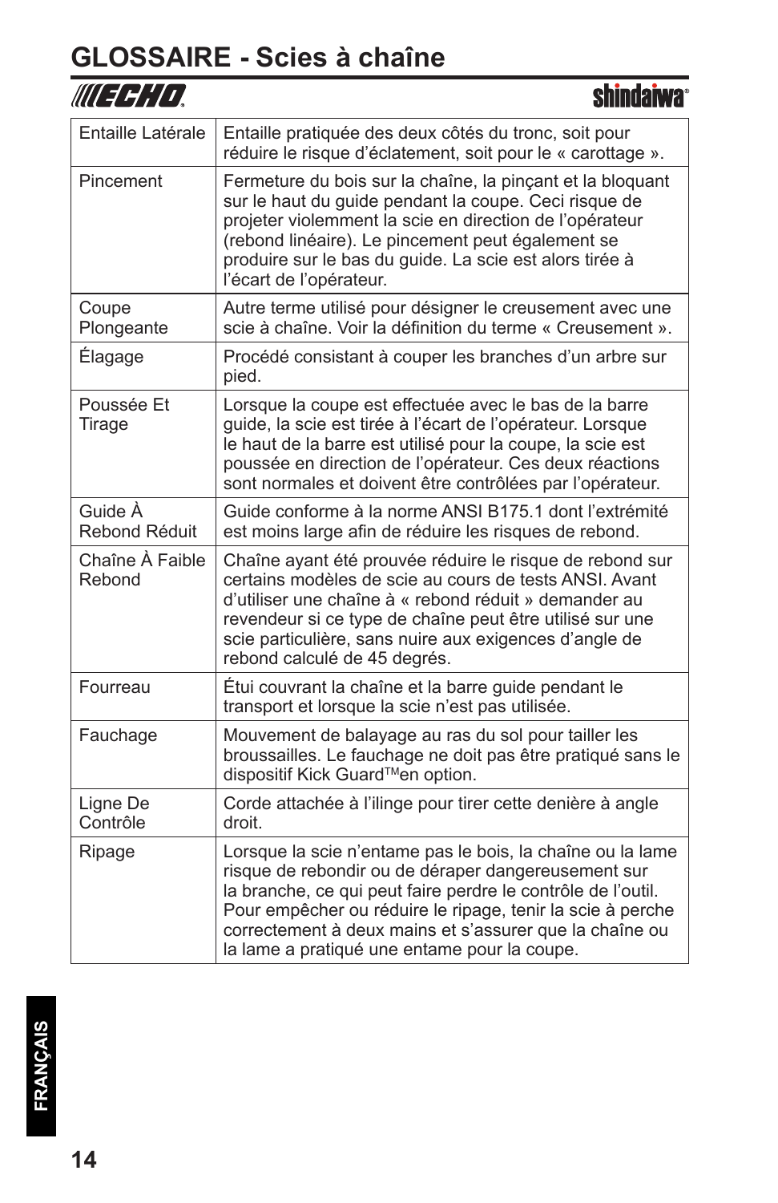# GLOSSAIRE - Scies à chaîne

| | |
|---|---|
| Entaille Latérale | Entaille pratiquée des deux côtés du tronc, soit pour réduire le risque d'éclatement, soit pour le « carottage ». |
| Pincement | Fermeture du bois sur la chaîne, la pinçant et la bloquant sur le haut du guide pendant la coupe. Ceci risque de projeter violemment la scie en direction de l'opérateur (rebond linéaire). Le pincement peut également se produire sur le bas du guide. La scie est alors tirée à l'écart de l'opérateur. |
| Coupe Plongeante | Autre terme utilisé pour désigner le creusement avec une scie à chaîne. Voir la définition du terme « Creusement ». |
| Élagage | Procédé consistant à couper les branches d'un arbre sur pied. |
| Poussée Et Tirage | Lorsque la coupe est effectuée avec le bas de la barre guide, la scie est tirée à l'écart de l'opérateur. Lorsque le haut de la barre est utilisé pour la coupe, la scie est poussée en direction de l'opérateur. Ces deux réactions sont normales et doivent être contrôlées par l'opérateur. |
| Guide À Rebond Réduit | Guide conforme à la norme ANSI B175.1 dont l'extrémité est moins large afin de réduire les risques de rebond. |
| Chaîne À Faible Rebond | Chaîne ayant été prouvée réduire le risque de rebond sur certains modèles de scie au cours de tests ANSI. Avant d'utiliser une chaîne à « rebond réduit » demander au revendeur si ce type de chaîne peut être utilisé sur une scie particulière, sans nuire aux exigences d'angle de rebond calculé de 45 degrés. |
| Fourreau | Étui couvrant la chaîne et la barre guide pendant le transport et lorsque la scie n'est pas utilisée. |
| Fauchage | Mouvement de balayage au ras du sol pour tailler les broussailles. Le fauchage ne doit pas être pratiqué sans le dispositif Kick Guard™en option. |
| Ligne De Contrôle | Corde attachée à l'ilinge pour tirer cette denière à angle droit. |
| Ripage | Lorsque la scie n'entame pas le bois, la chaîne ou la lame risque de rebondir ou de déraper dangereusement sur la branche, ce qui peut faire perdre le contrôle de l'outil. Pour empêcher ou réduire le ripage, tenir la scie à perche correctement à deux mains et s'assurer que la chaîne ou la lame a pratiqué une entame pour la coupe. |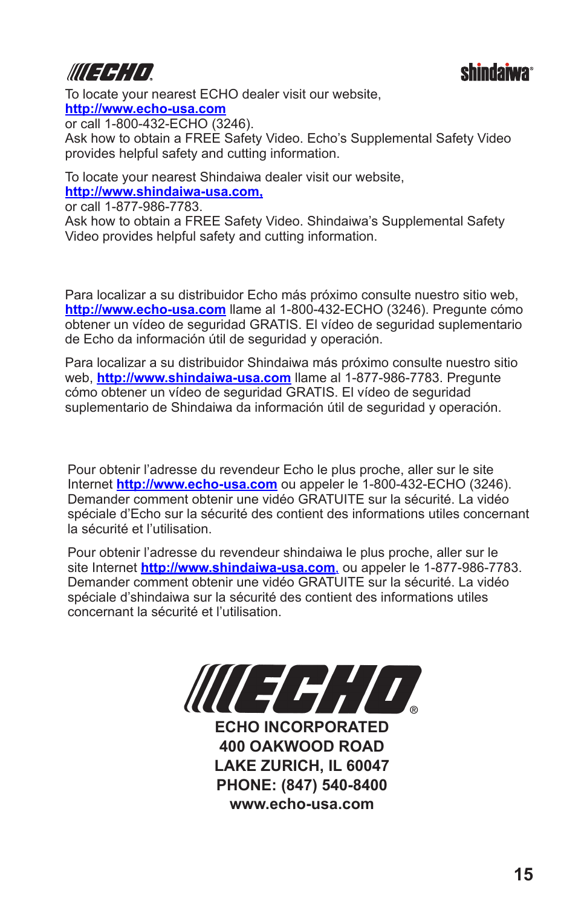To locate your nearest ECHO dealer visit our website,
http://www.echo-usa.com
or call 1-800-432-ECHO (3246).
Ask how to obtain a FREE Safety Video. Echo's Supplemental Safety Video provides helpful safety and cutting information.

To locate your nearest Shindaiwa dealer visit our website,
http://www.shindaiwa-usa.com,
or call 1-877-986-7783.
Ask how to obtain a FREE Safety Video. Shindaiwa's Supplemental Safety Video provides helpful safety and cutting information.

Para localizar a su distribuidor Echo más próximo consulte nuestro sitio web, http://www.echo-usa.com llame al 1-800-432-ECHO (3246). Pregunte cómo obtener un vídeo de seguridad GRATIS. El vídeo de seguridad suplementario de Echo da información útil de seguridad y operación.

Para localizar a su distribuidor Shindaiwa más próximo consulte nuestro sitio web, http://www.shindaiwa-usa.com llame al 1-877-986-7783. Pregunte cómo obtener un vídeo de seguridad GRATIS. El vídeo de seguridad suplementario de Shindaiwa da información útil de seguridad y operación.

Pour obtenir l'adresse du revendeur Echo le plus proche, aller sur le site Internet http://www.echo-usa.com ou appeler le 1-800-432-ECHO (3246). Demander comment obtenir une vidéo GRATUITE sur la sécurité. La vidéo spéciale d'Echo sur la sécurité des contient des informations utiles concernant la sécurité et l'utilisation.

Pour obtenir l'adresse du revendeur shindaiwa le plus proche, aller sur le site Internet http://www.shindaiwa-usa.com, ou appeler le 1-877-986-7783. Demander comment obtenir une vidéo GRATUITE sur la sécurité. La vidéo spéciale d'shindaiwa sur la sécurité des contient des informations utiles concernant la sécurité et l'utilisation.

**ECHO INCORPORATED**
**400 OAKWOOD ROAD**
**LAKE ZURICH, IL 60047**
**PHONE: (847) 540-8400**
**www.echo-usa.com**